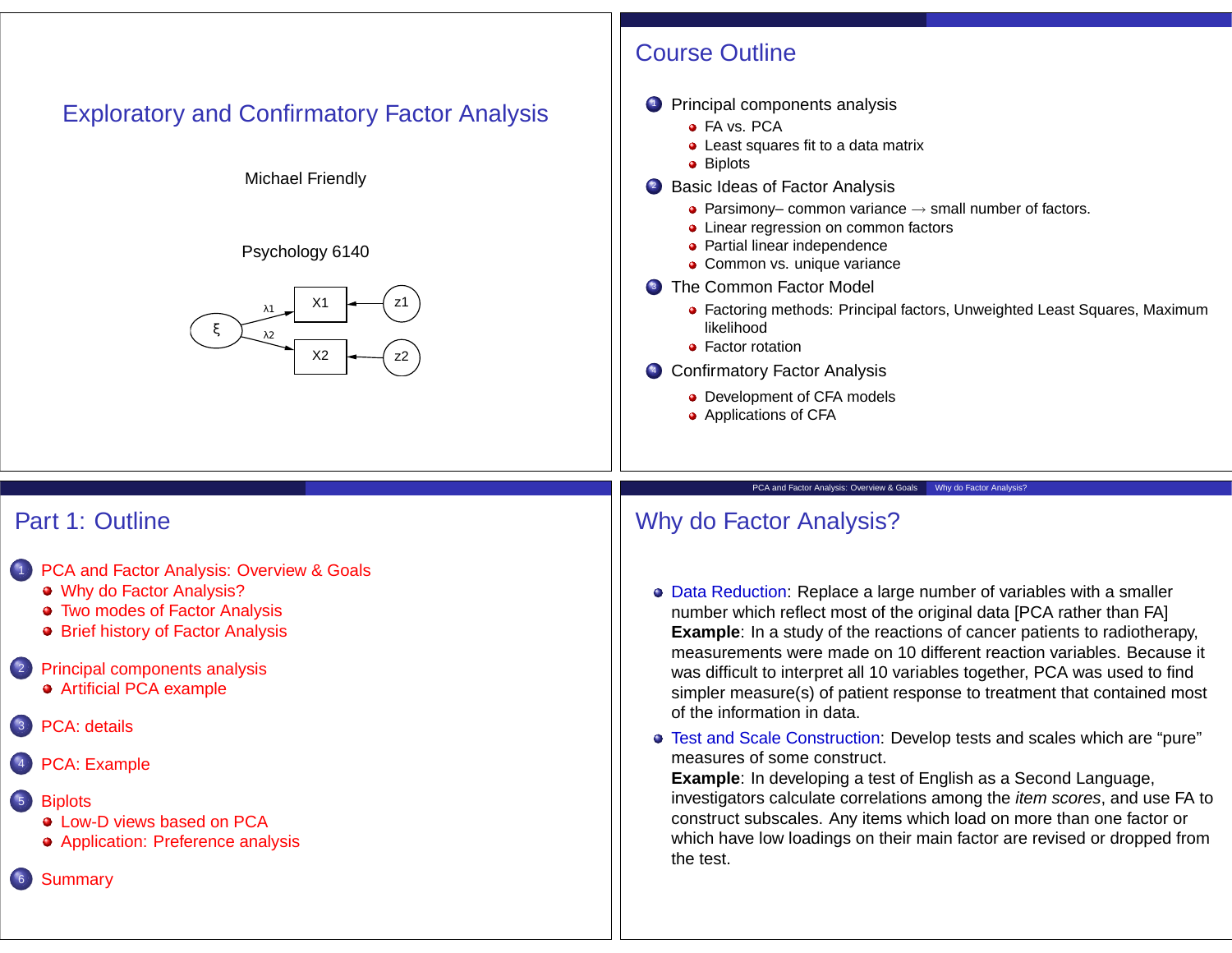# Exploratory and Confirmatory Factor Analysis

Michael Friendly

Psychology 6140

## Course Outline

1. Principal components analysis
   - FA vs. PCA
   - Least squares fit to a data matrix
   - Biplots
2. Basic Ideas of Factor Analysis
   - Parsimony– common variance $\rightarrow$ small number of factors.
   - Linear regression on common factors
   - Partial linear independence
   - Common vs. unique variance
3. The Common Factor Model
   - Factoring methods: Principal factors, Unweighted Least Squares, Maximum likelihood
   - Factor rotation
4. Confirmatory Factor Analysis
   - Development of CFA models
   - Applications of CFA

## Part 1: Outline

1. PCA and Factor Analysis: Overview & Goals
   - Why do Factor Analysis?
   - Two modes of Factor Analysis
   - Brief history of Factor Analysis
2. Principal components analysis
   - Artificial PCA example
3. PCA: details
4. PCA: Example
5. Biplots
   - Low-D views based on PCA
   - Application: Preference analysis
6. Summary

## Why do Factor Analysis?

- Data Reduction: Replace a large number of variables with a smaller number which reflect most of the original data [PCA rather than FA]
  **Example**: In a study of the reactions of cancer patients to radiotherapy, measurements were made on 10 different reaction variables. Because it was difficult to interpret all 10 variables together, PCA was used to find simpler measure(s) of patient response to treatment that contained most of the information in data.
- Test and Scale Construction: Develop tests and scales which are "pure" measures of some construct.
  **Example**: In developing a test of English as a Second Language, investigators calculate correlations among the *item scores*, and use FA to construct subscales. Any items which load on more than one factor or which have low loadings on their main factor are revised or dropped from the test.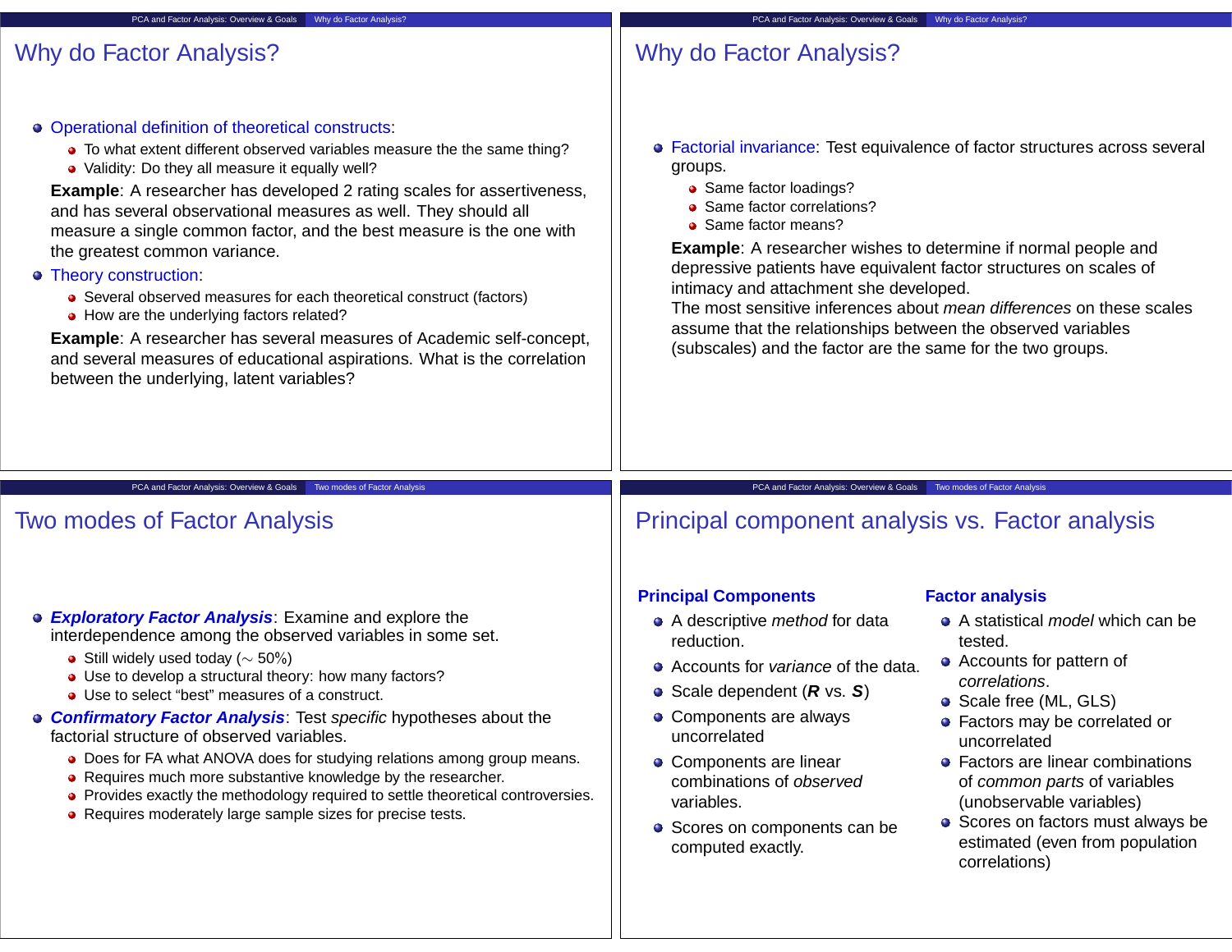## Why do Factor Analysis?

- Operational definition of theoretical constructs:
  - To what extent different observed variables measure the the same thing?
  - Validity: Do they all measure it equally well?

  **Example**: A researcher has developed 2 rating scales for assertiveness, and has several observational measures as well. They should all measure a single common factor, and the best measure is the one with the greatest common variance.
- Theory construction:
  - Several observed measures for each theoretical construct (factors)
  - How are the underlying factors related?

  **Example**: A researcher has several measures of Academic self-concept, and several measures of educational aspirations. What is the correlation between the underlying, latent variables?

## Why do Factor Analysis?

- Factorial invariance: Test equivalence of factor structures across several groups.
  - Same factor loadings?
  - Same factor correlations?
  - Same factor means?

  **Example**: A researcher wishes to determine if normal people and depressive patients have equivalent factor structures on scales of intimacy and attachment she developed.
  The most sensitive inferences about *mean differences* on these scales assume that the relationships between the observed variables (subscales) and the factor are the same for the two groups.

## Two modes of Factor Analysis

- ***Exploratory Factor Analysis***: Examine and explore the interdependence among the observed variables in some set.
  - Still widely used today ($\sim$ 50%)
  - Use to develop a structural theory: how many factors?
  - Use to select "best" measures of a construct.
- ***Confirmatory Factor Analysis***: Test *specific* hypotheses about the factorial structure of observed variables.
  - Does for FA what ANOVA does for studying relations among group means.
  - Requires much more substantive knowledge by the researcher.
  - Provides exactly the methodology required to settle theoretical controversies.
  - Requires moderately large sample sizes for precise tests.

## Principal component analysis vs. Factor analysis

**Principal Components**

- A descriptive *method* for data reduction.
- Accounts for *variance* of the data.
- Scale dependent (***R*** vs. ***S***)
- Components are always uncorrelated
- Components are linear combinations of *observed* variables.
- Scores on components can be computed exactly.

**Factor analysis**

- A statistical *model* which can be tested.
- Accounts for pattern of *correlations*.
- Scale free (ML, GLS)
- Factors may be correlated or uncorrelated
- Factors are linear combinations of *common parts* of variables (unobservable variables)
- Scores on factors must always be estimated (even from population correlations)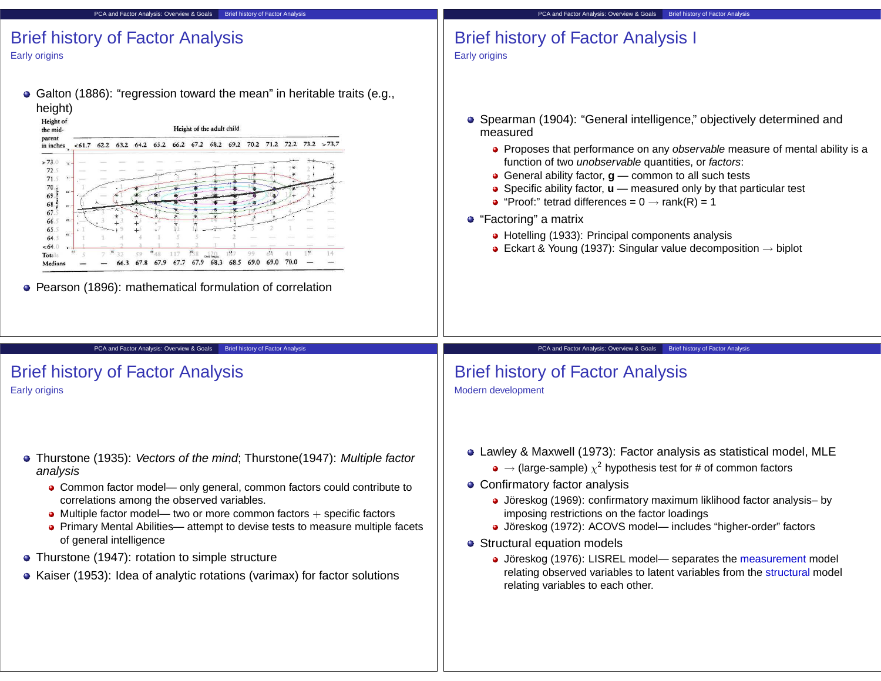# Brief history of Factor Analysis

## Early origins

- Galton (1886): "regression toward the mean" in heritable traits (e.g., height)
- Pearson (1896): mathematical formulation of correlation

# Brief history of Factor Analysis I

## Early origins

- Spearman (1904): "General intelligence," objectively determined and measured
  - Proposes that performance on any *observable* measure of mental ability is a function of two *unobservable* quantities, or *factors*:
  - General ability factor, **g** — common to all such tests
  - Specific ability factor, **u** — measured only by that particular test
  - "Proof:" tetrad differences = 0 $\rightarrow$ rank(R) = 1
- "Factoring" a matrix
  - Hotelling (1933): Principal components analysis
  - Eckart & Young (1937): Singular value decomposition $\rightarrow$ biplot

# Brief history of Factor Analysis

## Early origins

- Thurstone (1935): *Vectors of the mind*; Thurstone(1947): *Multiple factor analysis*
  - Common factor model— only general, common factors could contribute to correlations among the observed variables.
  - Multiple factor model— two or more common factors $+$ specific factors
  - Primary Mental Abilities— attempt to devise tests to measure multiple facets of general intelligence
- Thurstone (1947): rotation to simple structure
- Kaiser (1953): Idea of analytic rotations (varimax) for factor solutions

# Brief history of Factor Analysis

## Modern development

- Lawley & Maxwell (1973): Factor analysis as statistical model, MLE
  - $\rightarrow$ (large-sample) $\chi^2$ hypothesis test for # of common factors
- Confirmatory factor analysis
  - Jöreskog (1969): confirmatory maximum liklihood factor analysis– by imposing restrictions on the factor loadings
  - Jöreskog (1972): ACOVS model— includes "higher-order" factors
- Structural equation models
  - Jöreskog (1976): LISREL model— separates the measurement model relating observed variables to latent variables from the structural model relating variables to each other.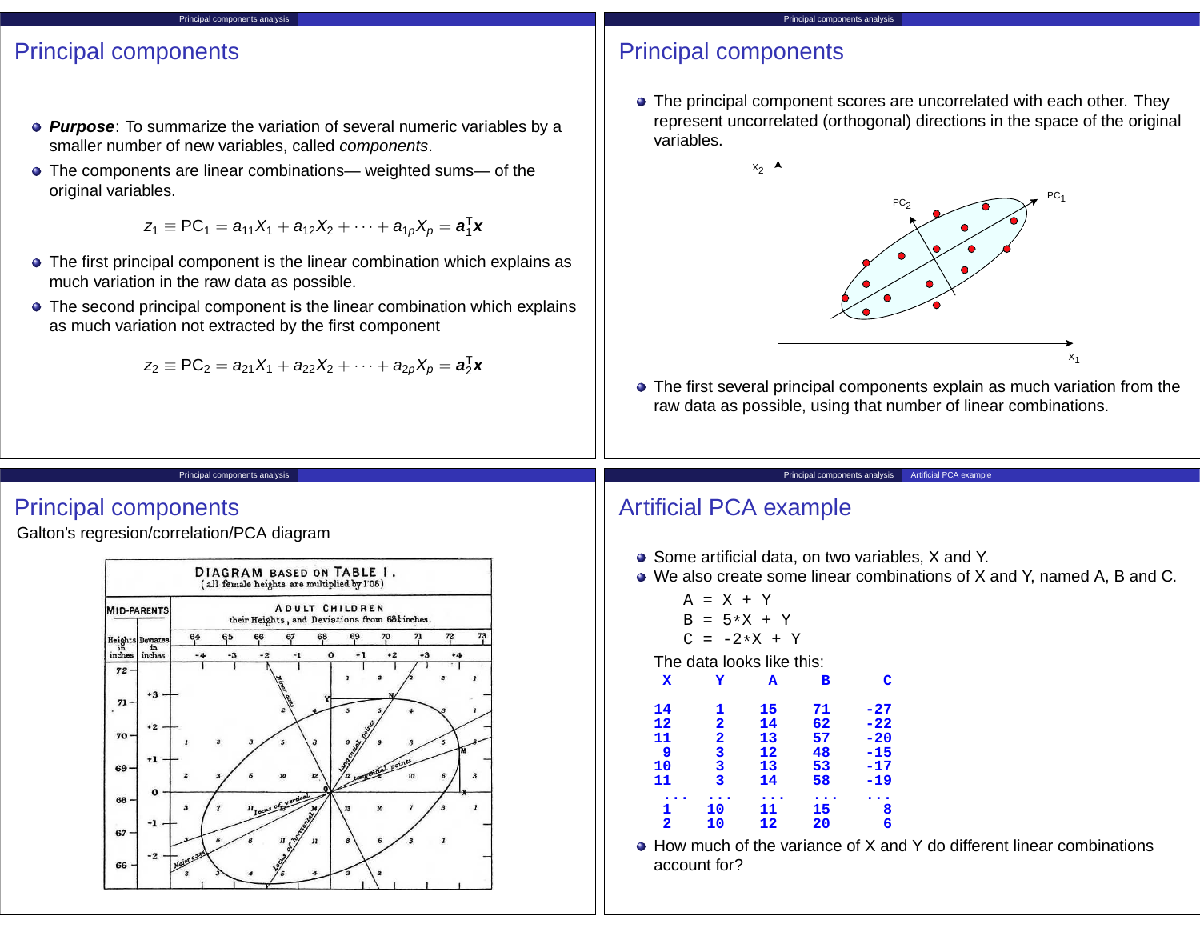# Principal components

- ***Purpose***: To summarize the variation of several numeric variables by a smaller number of new variables, called *components*.
- The components are linear combinations— weighted sums— of the original variables.

$$z_1 \equiv \text{PC}_1 = a_{11}X_1 + a_{12}X_2 + \cdots + a_{1p}X_p = \mathbf{a}_1^\mathsf{T}\mathbf{x}$$

- The first principal component is the linear combination which explains as much variation in the raw data as possible.
- The second principal component is the linear combination which explains as much variation not extracted by the first component

$$z_2 \equiv \text{PC}_2 = a_{21}X_1 + a_{22}X_2 + \cdots + a_{2p}X_p = \mathbf{a}_2^\mathsf{T}\mathbf{x}$$

# Principal components

- The principal component scores are uncorrelated with each other. They represent uncorrelated (orthogonal) directions in the space of the original variables.
- The first several principal components explain as much variation from the raw data as possible, using that number of linear combinations.

# Principal components

Galton's regresion/correlation/PCA diagram

# Artificial PCA example

- Some artificial data, on two variables, X and Y.
- We also create some linear combinations of X and Y, named A, B and C.

```
A = X + Y
B = 5*X + Y
C = -2*X + Y
```

The data looks like this:

| X | Y | A | B | C |
|---|---|---|---|---|
| 14 | 1 | 15 | 71 | -27 |
| 12 | 2 | 14 | 62 | -22 |
| 11 | 2 | 13 | 57 | -20 |
| 9 | 3 | 12 | 48 | -15 |
| 10 | 3 | 13 | 53 | -17 |
| 11 | 3 | 14 | 58 | -19 |
| ... | ... | ... | ... | ... |
| 1 | 10 | 11 | 15 | 8 |
| 2 | 10 | 12 | 20 | 6 |

- How much of the variance of X and Y do different linear combinations account for?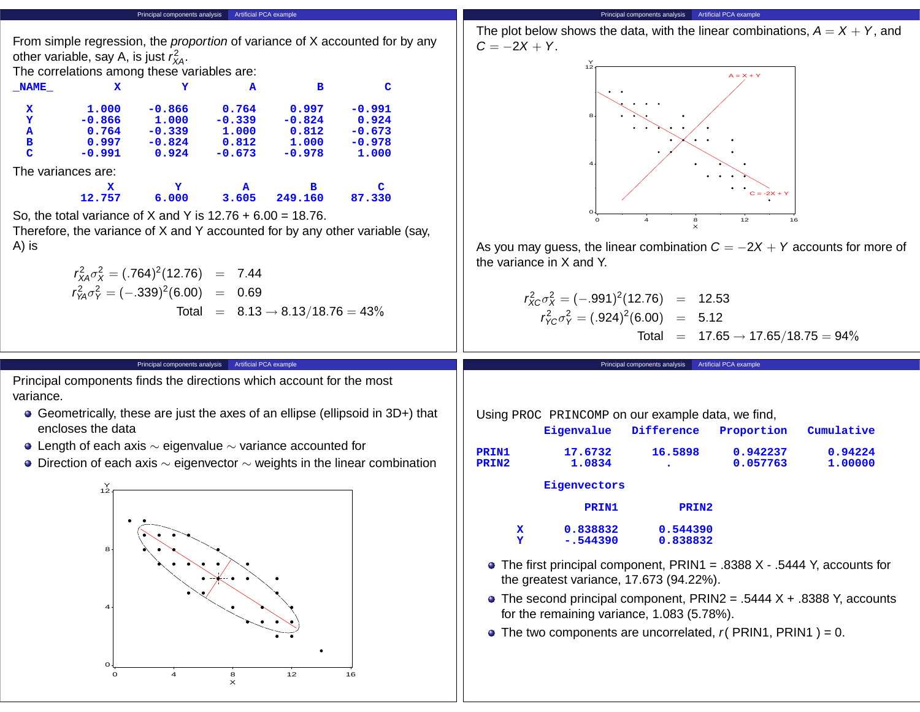From simple regression, the *proportion* of variance of X accounted for by any other variable, say A, is just $r^2_{XA}$.

The correlations among these variables are:

| _NAME_ | X | Y | A | B | C |
|---|---|---|---|---|---|
| X | 1.000 | -0.866 | 0.764 | 0.997 | -0.991 |
| Y | -0.866 | 1.000 | -0.339 | -0.824 | 0.924 |
| A | 0.764 | -0.339 | 1.000 | 0.812 | -0.673 |
| B | 0.997 | -0.824 | 0.812 | 1.000 | -0.978 |
| C | -0.991 | 0.924 | -0.673 | -0.978 | 1.000 |

The variances are:

| X | Y | A | B | C |
|---|---|---|---|---|
| 12.757 | 6.000 | 3.605 | 249.160 | 87.330 |

So, the total variance of X and Y is 12.76 + 6.00 = 18.76.

Therefore, the variance of X and Y accounted for by any other variable (say, A) is

$$
\begin{aligned}
r^2_{XA}\sigma^2_X = (.764)^2(12.76) &= 7.44 \\
r^2_{YA}\sigma^2_Y = (-.339)^2(6.00) &= 0.69 \\
\text{Total} &= 8.13 \rightarrow 8.13/18.76 = 43\%
\end{aligned}
$$

The plot below shows the data, with the linear combinations, $A = X + Y$, and $C = -2X + Y$.

As you may guess, the linear combination $C = -2X + Y$ accounts for more of the variance in X and Y.

$$
\begin{aligned}
r^2_{XC}\sigma^2_X = (-.991)^2(12.76) &= 12.53 \\
r^2_{YC}\sigma^2_Y = (.924)^2(6.00) &= 5.12 \\
\text{Total} &= 17.65 \rightarrow 17.65/18.75 = 94\%
\end{aligned}
$$

Principal components finds the directions which account for the most variance.

- Geometrically, these are just the axes of an ellipse (ellipsoid in 3D+) that encloses the data
- Length of each axis ~ eigenvalue ~ variance accounted for
- Direction of each axis ~ eigenvector ~ weights in the linear combination

Using `PROC PRINCOMP` on our example data, we find,

| | Eigenvalue | Difference | Proportion | Cumulative |
|---|---|---|---|---|
| PRIN1 | 17.6732 | 16.5898 | 0.942237 | 0.94224 |
| PRIN2 | 1.0834 | . | 0.057763 | 1.00000 |

**Eigenvectors**

| | PRIN1 | PRIN2 |
|---|---|---|
| X | 0.838832 | 0.544390 |
| Y | -.544390 | 0.838832 |

- The first principal component, PRIN1 = .8388 X - .5444 Y, accounts for the greatest variance, 17.673 (94.22%).
- The second principal component, PRIN2 = .5444 X + .8388 Y, accounts for the remaining variance, 1.083 (5.78%).
- The two components are uncorrelated, $r$( PRIN1, PRIN1 ) = 0.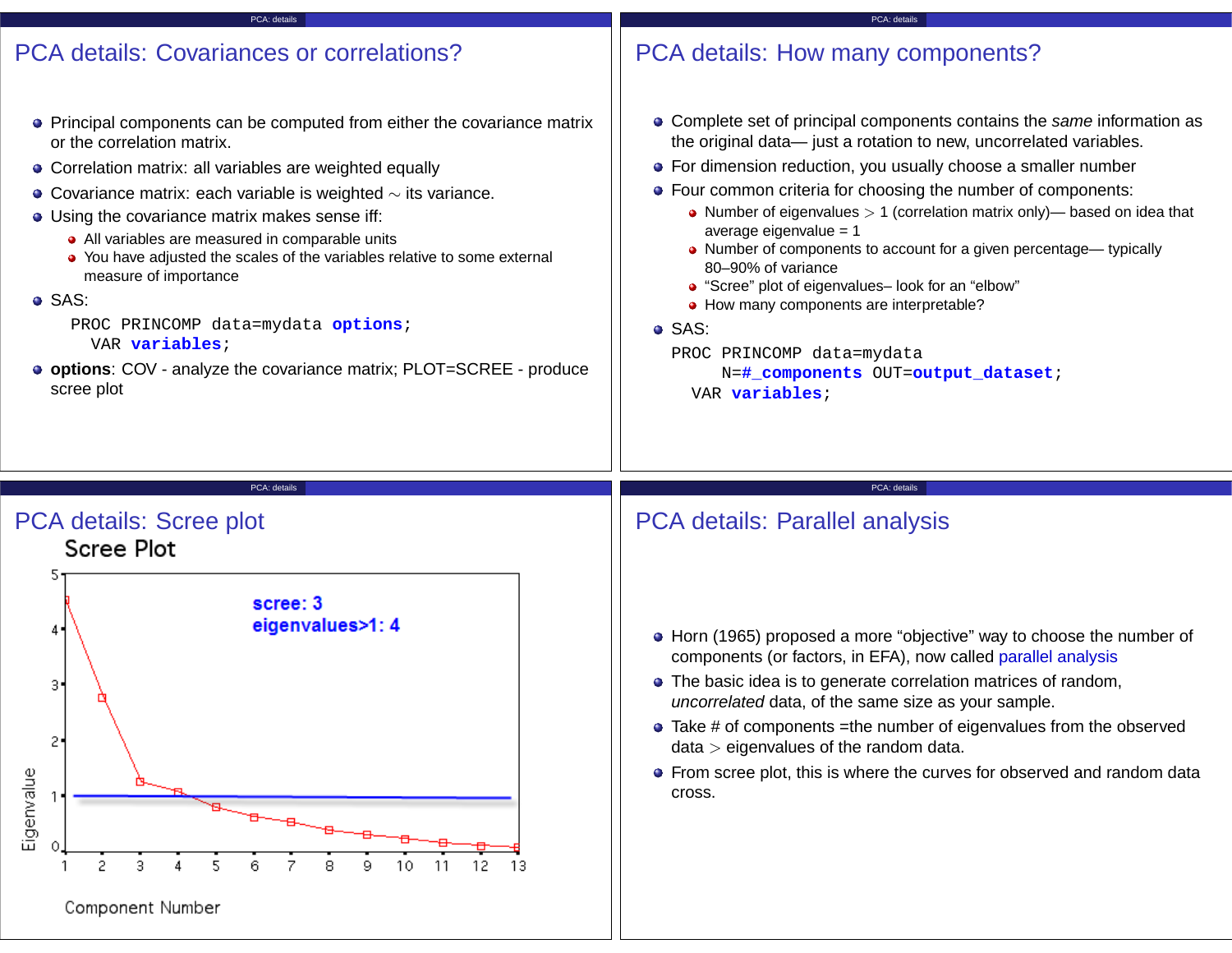## PCA details: Covariances or correlations?

- Principal components can be computed from either the covariance matrix or the correlation matrix.
- Correlation matrix: all variables are weighted equally
- Covariance matrix: each variable is weighted $\sim$ its variance.
- Using the covariance matrix makes sense iff:
  - All variables are measured in comparable units
  - You have adjusted the scales of the variables relative to some external measure of importance
- SAS:

```
PROC PRINCOMP data=mydata options;
  VAR variables;
```

- **options**: COV - analyze the covariance matrix; PLOT=SCREE - produce scree plot

## PCA details: How many components?

- Complete set of principal components contains the *same* information as the original data— just a rotation to new, uncorrelated variables.
- For dimension reduction, you usually choose a smaller number
- Four common criteria for choosing the number of components:
  - Number of eigenvalues $>$ 1 (correlation matrix only)— based on idea that average eigenvalue = 1
  - Number of components to account for a given percentage— typically 80–90% of variance
  - "Scree" plot of eigenvalues– look for an "elbow"
  - How many components are interpretable?
- SAS:

```
PROC PRINCOMP data=mydata
     N=#_components OUT=output_dataset;
  VAR variables;
```

## PCA details: Scree plot

Scree Plot

scree: 3
eigenvalues>1: 4

Eigenvalue

Component Number

## PCA details: Parallel analysis

- Horn (1965) proposed a more "objective" way to choose the number of components (or factors, in EFA), now called parallel analysis
- The basic idea is to generate correlation matrices of random, *uncorrelated* data, of the same size as your sample.
- Take # of components =the number of eigenvalues from the observed data $>$ eigenvalues of the random data.
- From scree plot, this is where the curves for observed and random data cross.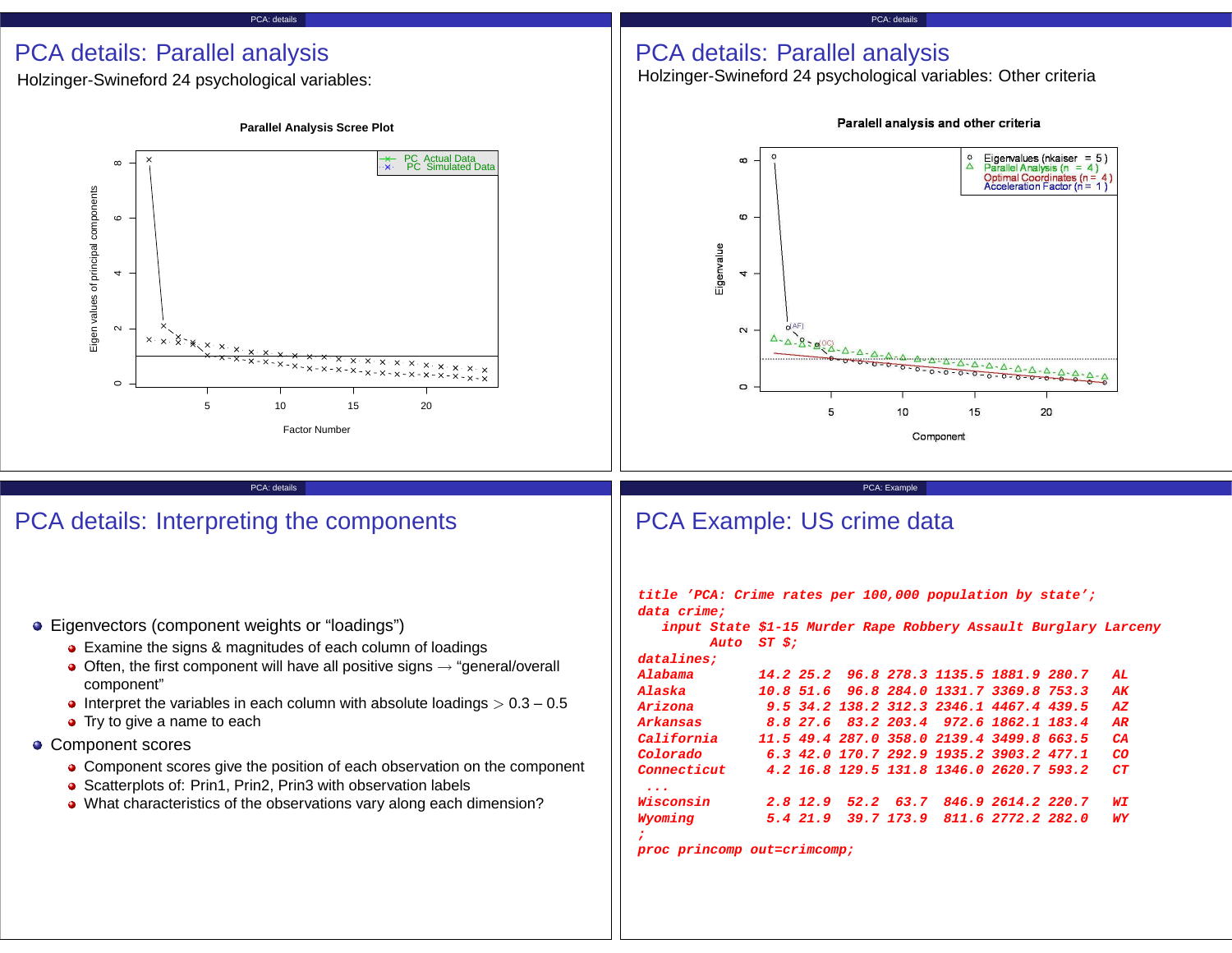## PCA details: Parallel analysis

Holzinger-Swineford 24 psychological variables:

## PCA details: Parallel analysis

Holzinger-Swineford 24 psychological variables: Other criteria

## PCA details: Interpreting the components

- Eigenvectors (component weights or "loadings")
  - Examine the signs & magnitudes of each column of loadings
  - Often, the first component will have all positive signs → "general/overall component"
  - Interpret the variables in each column with absolute loadings > 0.3 – 0.5
  - Try to give a name to each
- Component scores
  - Component scores give the position of each observation on the component
  - Scatterplots of: Prin1, Prin2, Prin3 with observation labels
  - What characteristics of the observations vary along each dimension?

## PCA Example: US crime data

```
title 'PCA: Crime rates per 100,000 population by state';
data crime;
   input State $1-15 Murder Rape Robbery Assault Burglary Larceny
         Auto  ST $;
datalines;
Alabama        14.2 25.2  96.8 278.3 1135.5 1881.9 280.7   AL
Alaska         10.8 51.6  96.8 284.0 1331.7 3369.8 753.3   AK
Arizona         9.5 34.2 138.2 312.3 2346.1 4467.4 439.5   AZ
Arkansas        8.8 27.6  83.2 203.4  972.6 1862.1 183.4   AR
California     11.5 49.4 287.0 358.0 2139.4 3499.8 663.5   CA
Colorado        6.3 42.0 170.7 292.9 1935.2 3903.2 477.1   CO
Connecticut     4.2 16.8 129.5 131.8 1346.0 2620.7 593.2   CT
 ...
Wisconsin       2.8 12.9  52.2  63.7  846.9 2614.2 220.7   WI
Wyoming         5.4 21.9  39.7 173.9  811.6 2772.2 282.0   WY
;
proc princomp out=crimcomp;
```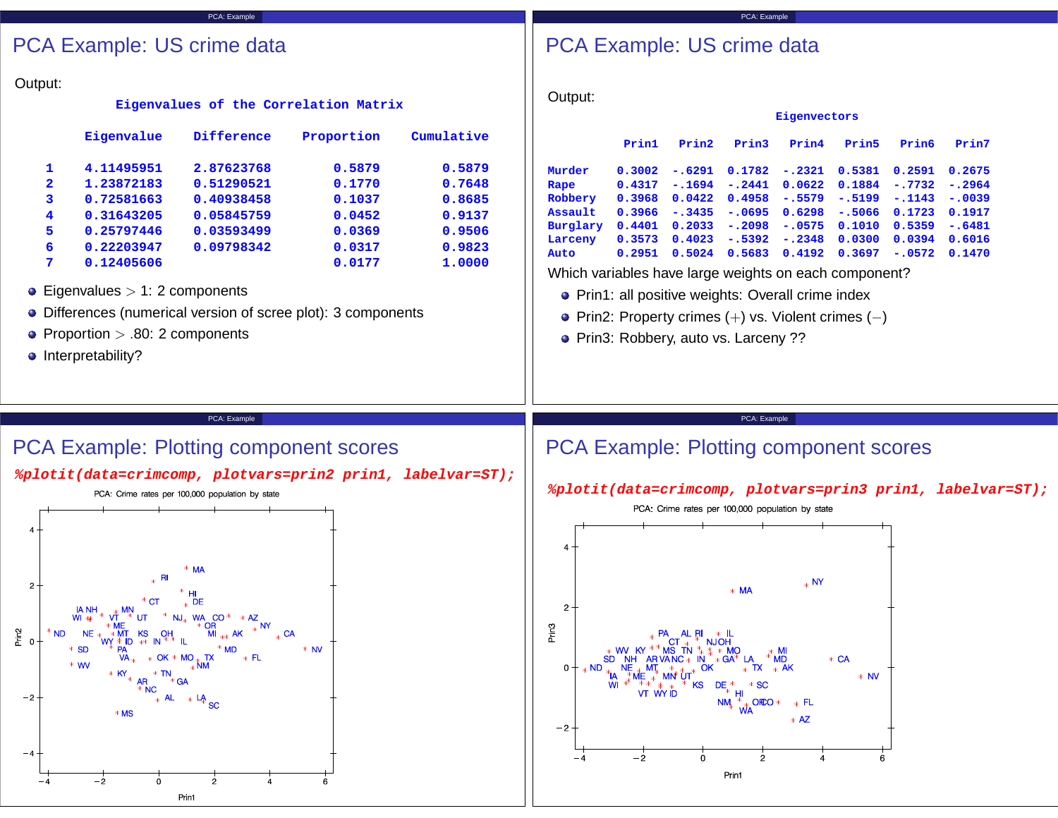# PCA Example: US crime data

Output:

**Eigenvalues of the Correlation Matrix**

| | Eigenvalue | Difference | Proportion | Cumulative |
|---|---|---|---|---|
| 1 | 4.11495951 | 2.87623768 | 0.5879 | 0.5879 |
| 2 | 1.23872183 | 0.51290521 | 0.1770 | 0.7648 |
| 3 | 0.72581663 | 0.40938458 | 0.1037 | 0.8685 |
| 4 | 0.31643205 | 0.05845759 | 0.0452 | 0.9137 |
| 5 | 0.25797446 | 0.03593499 | 0.0369 | 0.9506 |
| 6 | 0.22203947 | 0.09798342 | 0.0317 | 0.9823 |
| 7 | 0.12405606 | | 0.0177 | 1.0000 |

- Eigenvalues $> 1$: 2 components
- Differences (numerical version of scree plot): 3 components
- Proportion $> .80$: 2 components
- Interpretability?

# PCA Example: US crime data

Output:

**Eigenvectors**

| | Prin1 | Prin2 | Prin3 | Prin4 | Prin5 | Prin6 | Prin7 |
|---|---|---|---|---|---|---|---|
| Murder | 0.3002 | -.6291 | 0.1782 | -.2321 | 0.5381 | 0.2591 | 0.2675 |
| Rape | 0.4317 | -.1694 | -.2441 | 0.0622 | 0.1884 | -.7732 | -.2964 |
| Robbery | 0.3968 | 0.0422 | 0.4958 | -.5579 | -.5199 | -.1143 | -.0039 |
| Assault | 0.3966 | -.3435 | -.0695 | 0.6298 | -.5066 | 0.1723 | 0.1917 |
| Burglary | 0.4401 | 0.2033 | -.2098 | -.0575 | 0.1010 | 0.5359 | -.6481 |
| Larceny | 0.3573 | 0.4023 | -.5392 | -.2348 | 0.0300 | 0.0394 | 0.6016 |
| Auto | 0.2951 | 0.5024 | 0.5683 | 0.4192 | 0.3697 | -.0572 | 0.1470 |

Which variables have large weights on each component?

- Prin1: all positive weights: Overall crime index
- Prin2: Property crimes $(+)$ vs. Violent crimes $(-)$
- Prin3: Robbery, auto vs. Larceny ??

# PCA Example: Plotting component scores

```
%plotit(data=crimcomp, plotvars=prin2 prin1, labelvar=ST);
```

PCA: Crime rates per 100,000 population by state

# PCA Example: Plotting component scores

```
%plotit(data=crimcomp, plotvars=prin3 prin1, labelvar=ST);
```

PCA: Crime rates per 100,000 population by state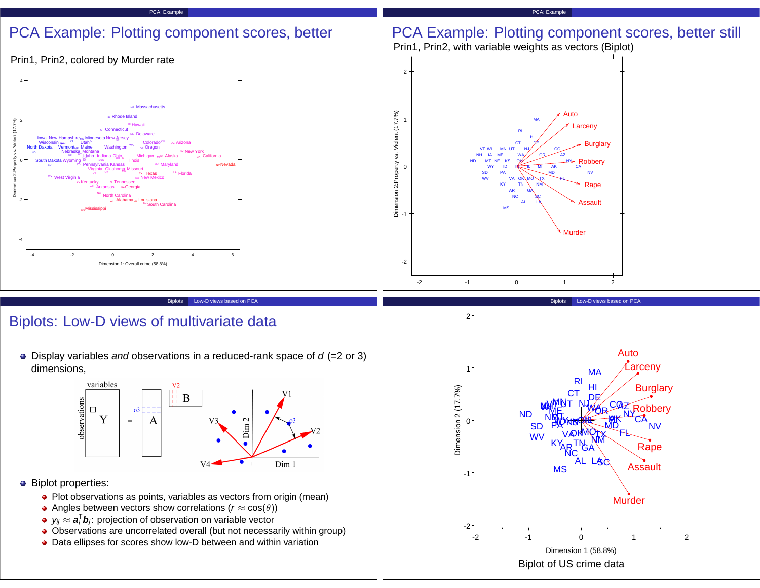# PCA Example: Plotting component scores, better

Prin1, Prin2, colored by Murder rate

# PCA Example: Plotting component scores, better still

Prin1, Prin2, with variable weights as vectors (Biplot)

# Biplots: Low-D views of multivariate data

- Display variables *and* observations in a reduced-rank space of $d$ (=2 or 3) dimensions,
- Biplot properties:
  - Plot observations as points, variables as vectors from origin (mean)
  - Angles between vectors show correlations ($r \approx \cos(\theta)$)
  - $y_{ij} \approx \mathbf{a}_i^\mathsf{T} \mathbf{b}_j$: projection of observation on variable vector
  - Observations are uncorrelated overall (but not necessarily within group)
  - Data ellipses for scores show low-D between and within variation

Biplot of US crime data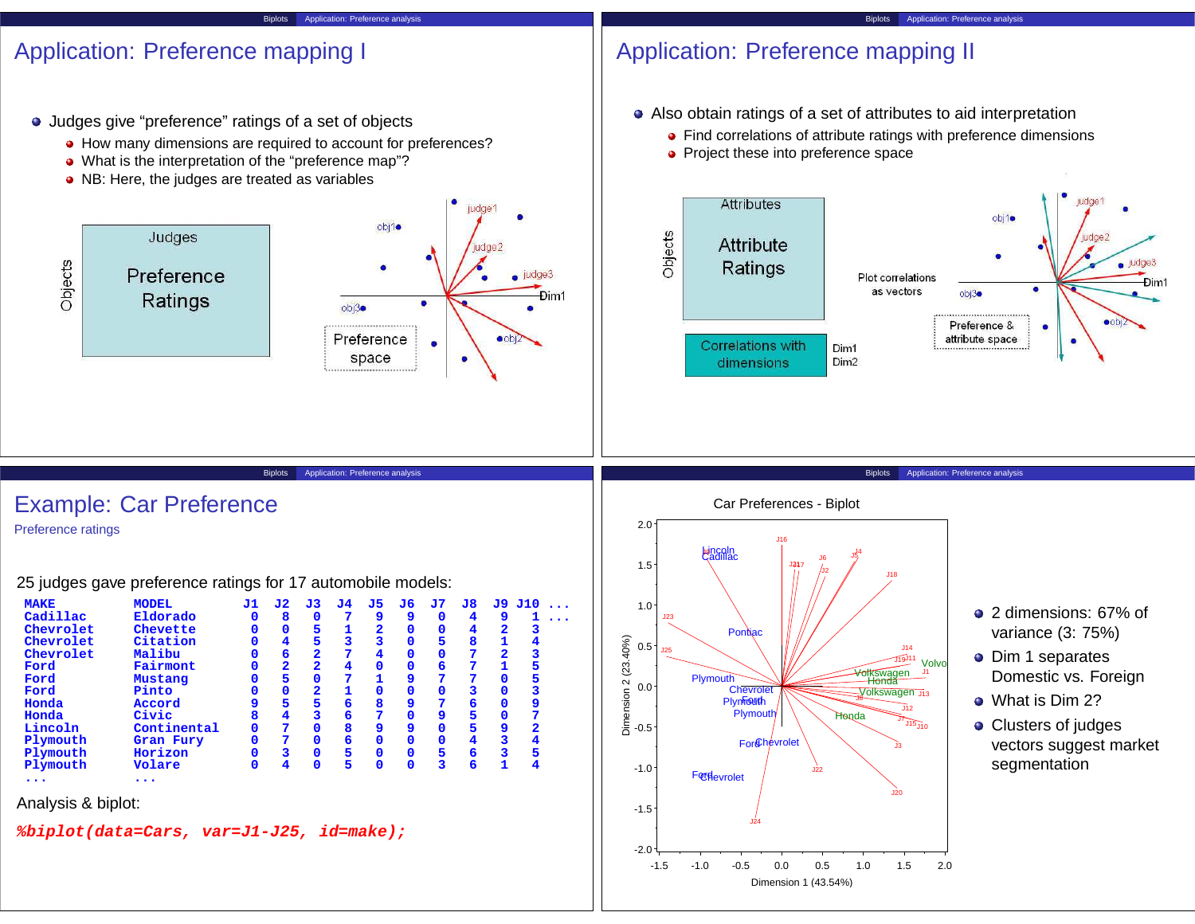# Application: Preference mapping I

- Judges give "preference" ratings of a set of objects
  - How many dimensions are required to account for preferences?
  - What is the interpretation of the "preference map"?
  - NB: Here, the judges are treated as variables

Objects | Judges — Preference Ratings

Preference space

# Application: Preference mapping II

- Also obtain ratings of a set of attributes to aid interpretation
  - Find correlations of attribute ratings with preference dimensions
  - Project these into preference space

Objects | Attributes — Attribute Ratings

Correlations with dimensions: Dim1, Dim2

Plot correlations as vectors

Preference & attribute space

# Example: Car Preference

Preference ratings

25 judges gave preference ratings for 17 automobile models:

| MAKE | MODEL | J1 | J2 | J3 | J4 | J5 | J6 | J7 | J8 | J9 | J10 | ... |
|---|---|---|---|---|---|---|---|---|---|---|---|---|
| Cadillac | Eldorado | 0 | 8 | 0 | 7 | 9 | 9 | 0 | 4 | 9 | 1 | ... |
| Chevrolet | Chevette | 0 | 0 | 5 | 1 | 2 | 0 | 0 | 4 | 2 | 3 | |
| Chevrolet | Citation | 0 | 4 | 5 | 3 | 3 | 0 | 5 | 8 | 1 | 4 | |
| Chevrolet | Malibu | 0 | 6 | 2 | 7 | 4 | 0 | 0 | 7 | 2 | 3 | |
| Ford | Fairmont | 0 | 2 | 2 | 4 | 0 | 0 | 6 | 7 | 1 | 5 | |
| Ford | Mustang | 0 | 5 | 0 | 7 | 1 | 9 | 7 | 7 | 0 | 5 | |
| Ford | Pinto | 0 | 0 | 2 | 1 | 0 | 0 | 0 | 3 | 0 | 3 | |
| Honda | Accord | 9 | 5 | 5 | 6 | 8 | 9 | 7 | 6 | 0 | 9 | |
| Honda | Civic | 8 | 4 | 3 | 6 | 7 | 0 | 9 | 5 | 0 | 7 | |
| Lincoln | Continental | 0 | 7 | 0 | 8 | 9 | 9 | 0 | 5 | 9 | 2 | |
| Plymouth | Gran Fury | 0 | 7 | 0 | 6 | 0 | 0 | 0 | 4 | 3 | 4 | |
| Plymouth | Horizon | 0 | 3 | 0 | 5 | 0 | 0 | 5 | 6 | 3 | 5 | |
| Plymouth | Volare | 0 | 4 | 0 | 5 | 0 | 0 | 3 | 6 | 1 | 4 | |
| ... | ... | | | | | | | | | | | |

Analysis & biplot:

```
%biplot(data=Cars, var=J1-J25, id=make);
```

Car Preferences - Biplot

- 2 dimensions: 67% of variance (3: 75%)
- Dim 1 separates Domestic vs. Foreign
- What is Dim 2?
- Clusters of judges vectors suggest market segmentation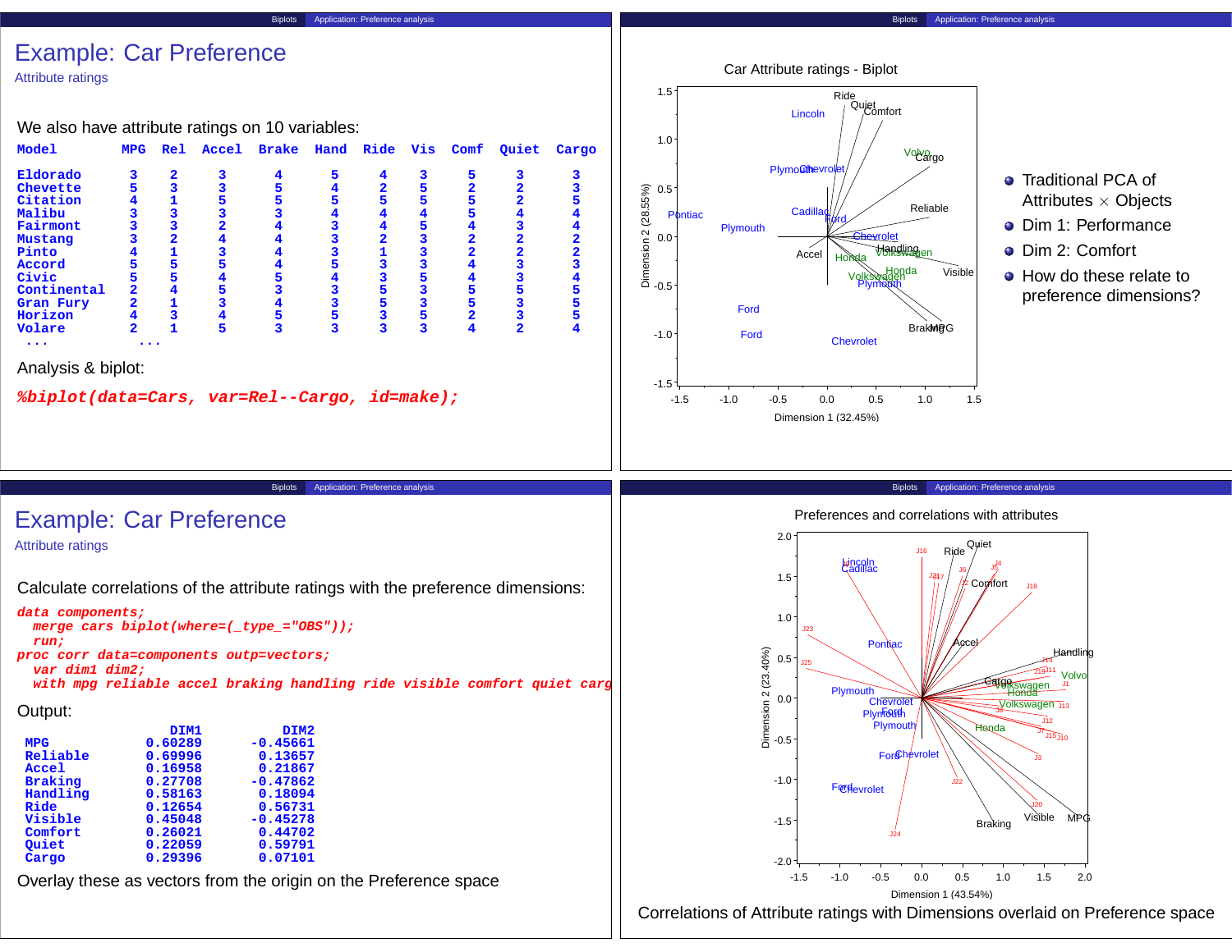# Example: Car Preference

## Attribute ratings

We also have attribute ratings on 10 variables:

```
Model        MPG  Rel  Accel  Brake  Hand  Ride  Vis  Comf  Quiet  Cargo

Eldorado      3    2     3      4      5     4    3     5      3      3
Chevette      5    3     3      5      4     2    5     2      2      3
Citation      4    1     5      5      5     5    5     5      2      5
Malibu        3    3     3      3      4     4    4     5      4      4
Fairmont      3    3     2      4      3     4    5     4      3      4
Mustang       3    2     4      4      3     2    3     2      2      2
Pinto         4    1     3      4      3     1    3     2      2      2
Accord        5    5     5      4      5     3    3     4      3      3
Civic         5    5     4      5      4     3    5     4      3      4
Continental   2    4     5      3      3     5    3     5      5      5
Gran Fury     2    1     3      4      3     5    3     5      3      5
Horizon       4    3     4      5      5     3    5     2      3      5
Volare        2    1     5      3      3     3    3     4      2      4
 ...              ...
```

Analysis & biplot:

```
%biplot(data=Cars, var=Rel--Cargo, id=make);
```

Car Attribute ratings - Biplot

- Traditional PCA of Attributes $\times$ Objects
- Dim 1: Performance
- Dim 2: Comfort
- How do these relate to preference dimensions?

# Example: Car Preference

## Attribute ratings

Calculate correlations of the attribute ratings with the preference dimensions:

```
data components;
  merge cars biplot(where=(_type_="OBS"));
  run;
proc corr data=components outp=vectors;
  var dim1 dim2;
  with mpg reliable accel braking handling ride visible comfort quiet carg
```

Output:

```
               DIM1         DIM2
MPG         0.60289     -0.45661
Reliable    0.69996      0.13657
Accel       0.16958      0.21867
Braking     0.27708     -0.47862
Handling    0.58163      0.18094
Ride        0.12654      0.56731
Visible     0.45048     -0.45278
Comfort     0.26021      0.44702
Quiet       0.22059      0.59791
Cargo       0.29396      0.07101
```

Overlay these as vectors from the origin on the Preference space

Preferences and correlations with attributes

Correlations of Attribute ratings with Dimensions overlaid on Preference space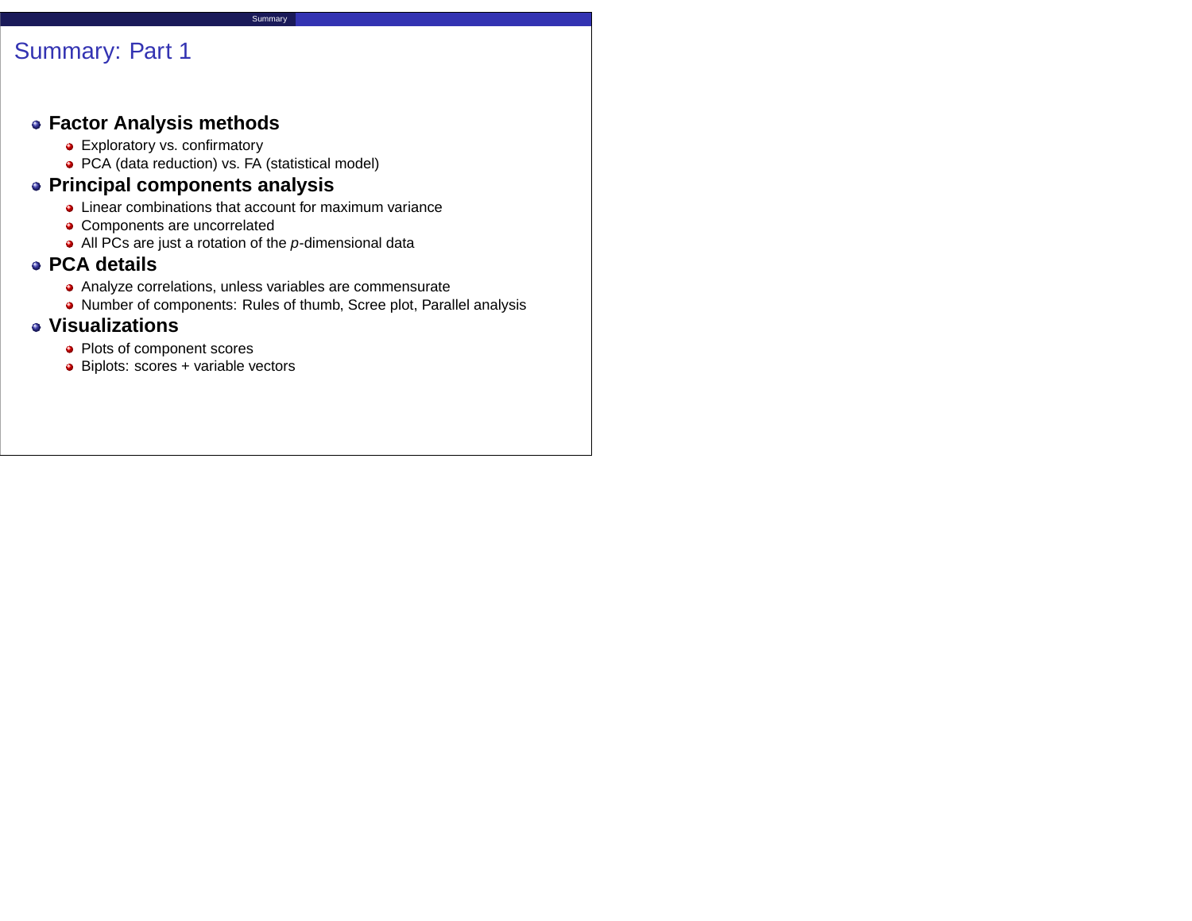# Summary: Part 1

- **Factor Analysis methods**
  - Exploratory vs. confirmatory
  - PCA (data reduction) vs. FA (statistical model)
- **Principal components analysis**
  - Linear combinations that account for maximum variance
  - Components are uncorrelated
  - All PCs are just a rotation of the $p$-dimensional data
- **PCA details**
  - Analyze correlations, unless variables are commensurate
  - Number of components: Rules of thumb, Scree plot, Parallel analysis
- **Visualizations**
  - Plots of component scores
  - Biplots: scores + variable vectors